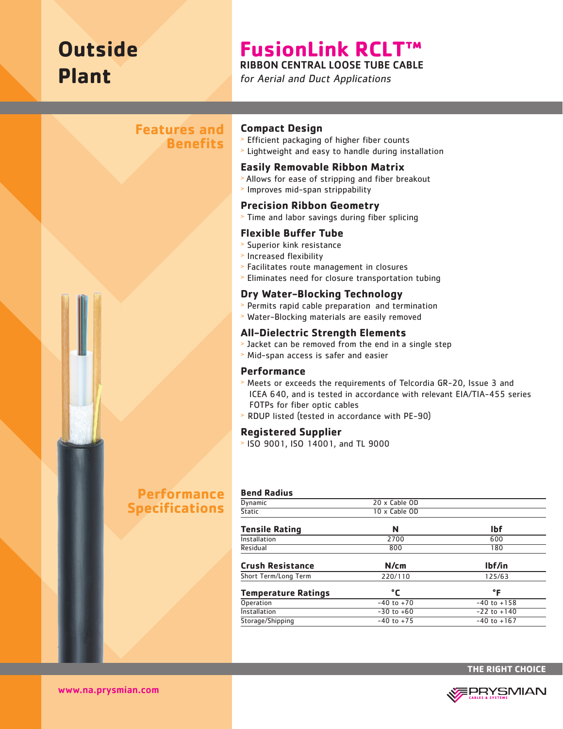# Outside Plant

# FusionLink RCLT™

## RIBBON CENTRAL LOOSE TUBE CABLE

*for Aerial and Duct Applications*

## Features and Benefits

### Compact Design

- Efficient packaging of higher fiber counts
- Lightweight and easy to handle during installation

### Easily Removable Ribbon Matrix

- Allows for ease of stripping and fiber breakout
- Improves mid-span strippability

### Precision Ribbon Geometry

- Time and labor savings during fiber splicing

### Flexible Buffer Tube

- Superior kink resistance
- Increased flexibility
- Facilitates route management in closures
- Eliminates need for closure transportation tubing

### Dry Water-Blocking Technology

- Permits rapid cable preparation and termination
- Water-Blocking materials are easily removed

### All-Dielectric Strength Elements

- Jacket can be removed from the end in a single step
- Mid-span access is safer and easier

### Performance

- Meets or exceeds the requirements of Telcordia GR-20, Issue 3 and ICEA 640, and is tested in accordance with relevant EIA/TIA-455 series FOTPs for fiber optic cables
- RDUP listed (tested in accordance with PE-90)

### Registered Supplier

- ISO 9001, ISO 14001, and TL 9000

## Performance Specifications

| Bend Radius | | |
|---|---|---|
| Dynamic | 20 x Cable OD | |
| Static | 10 x Cable OD | |

| Tensile Rating | N | lbf |
|---|---|---|
| Installation | 2700 | 600 |
| Residual | 800 | 180 |

| Crush Resistance | N/cm | lbf/in |
|---|---|---|
| Short Term/Long Term | 220/110 | 125/63 |

| Temperature Ratings | °C | °F |
|---|---|---|
| Operation | -40 to +70 | -40 to +158 |
| Installation | -30 to +60 | -22 to +140 |
| Storage/Shipping | -40 to +75 | -40 to +167 |

THE RIGHT CHOICE

www.na.prysmian.com

PRYSMIAN CABLES & SYSTEMS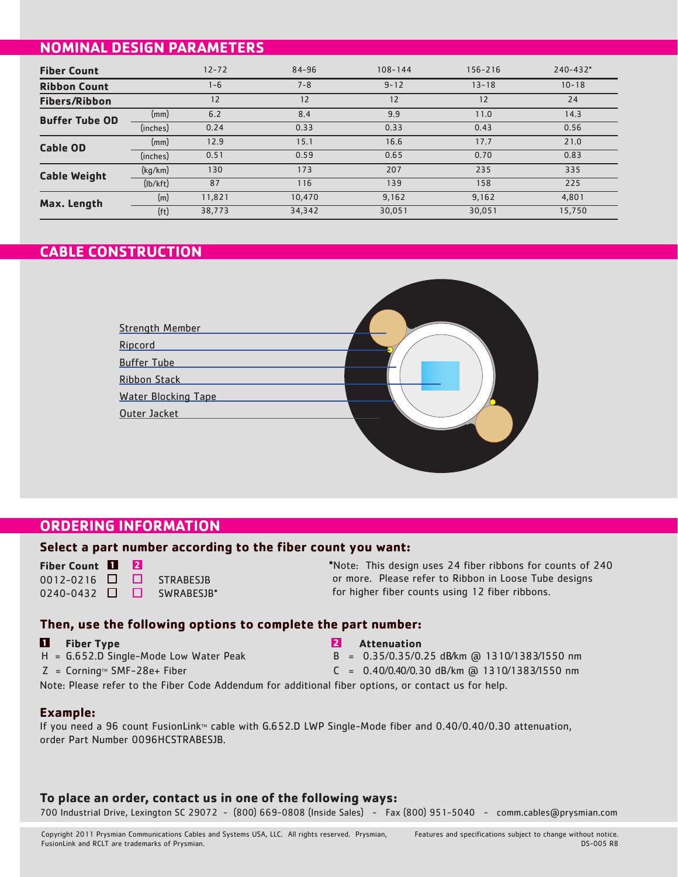## NOMINAL DESIGN PARAMETERS

| Fiber Count | | 12-72 | 84-96 | 108-144 | 156-216 | 240-432* |
|---|---|---|---|---|---|---|
| **Ribbon Count** | | 1-6 | 7-8 | 9-12 | 13-18 | 10-18 |
| **Fibers/Ribbon** | | 12 | 12 | 12 | 12 | 24 |
| **Buffer Tube OD** | (mm) | 6.2 | 8.4 | 9.9 | 11.0 | 14.3 |
| | (inches) | 0.24 | 0.33 | 0.33 | 0.43 | 0.56 |
| **Cable OD** | (mm) | 12.9 | 15.1 | 16.6 | 17.7 | 21.0 |
| | (inches) | 0.51 | 0.59 | 0.65 | 0.70 | 0.83 |
| **Cable Weight** | (kg/km) | 130 | 173 | 207 | 235 | 335 |
| | (lb/kft) | 87 | 116 | 139 | 158 | 225 |
| **Max. Length** | (m) | 11,821 | 10,470 | 9,162 | 9,162 | 4,801 |
| | (ft) | 38,773 | 34,342 | 30,051 | 30,051 | 15,750 |

## CABLE CONSTRUCTION

Strength Member
Ripcord
Buffer Tube
Ribbon Stack
Water Blocking Tape
Outer Jacket

## ORDERING INFORMATION

### Select a part number according to the fiber count you want:

| Fiber Count | 1 | 2 | |
|---|---|---|---|
| 0012-0216 | ☐ | ☐ | STRABESJB |
| 0240-0432 | ☐ | ☐ | SWRABESJB* |

*Note: This design uses 24 fiber ribbons for counts of 240 or more. Please refer to Ribbon in Loose Tube designs for higher fiber counts using 12 fiber ribbons.

### Then, use the following options to complete the part number:

**1 Fiber Type**

H = G.652.D Single-Mode Low Water Peak
Z = Corning™ SMF-28e+ Fiber

**2 Attenuation**

B = 0.35/0.35/0.25 dB/km @ 1310/1383/1550 nm
C = 0.40/0.40/0.30 dB/km @ 1310/1383/1550 nm

Note: Please refer to the Fiber Code Addendum for additional fiber options, or contact us for help.

### Example:

If you need a 96 count FusionLink™ cable with G.652.D LWP Single-Mode fiber and 0.40/0.40/0.30 attenuation, order Part Number 0096HCSTRABESJB.

### To place an order, contact us in one of the following ways:

700 Industrial Drive, Lexington SC 29072 - (800) 669-0808 (Inside Sales) - Fax (800) 951-5040 - comm.cables@prysmian.com

Copyright 2011 Prysmian Communications Cables and Systems USA, LLC. All rights reserved. Prysmian, FusionLink and RCLT are trademarks of Prysmian.

Features and specifications subject to change without notice.
DS-005 R8